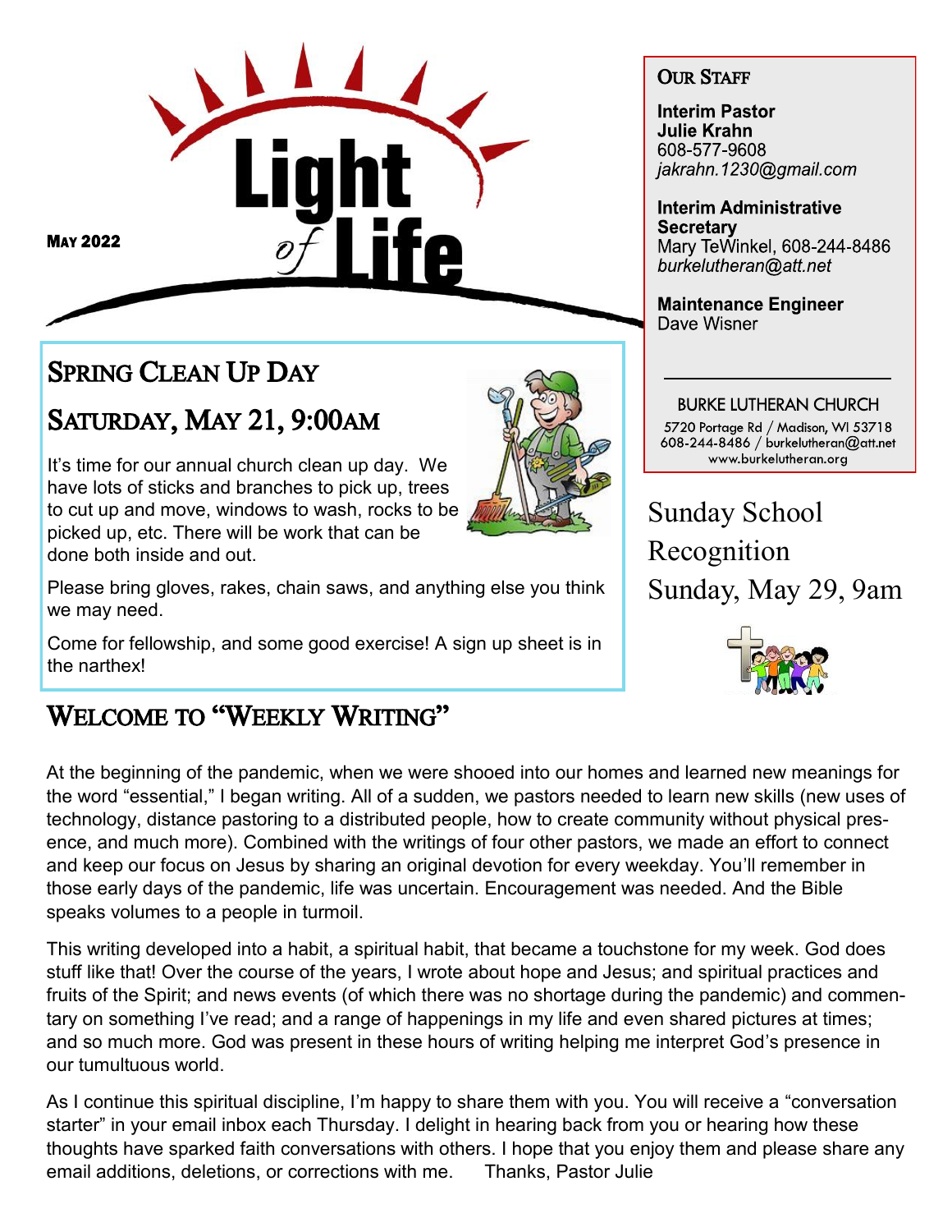# Light of Life

**May 2022**

## Spring Clean Up Day

## Saturday, May 21, 9:00AM

It's time for our annual church clean up day. We have lots of sticks and branches to pick up, trees to cut up and move, windows to wash, rocks to be picked up, etc. There will be work that can be done both inside and out.

Please bring gloves, rakes, chain saws, and anything else you think we may need.

Come for fellowship, and some good exercise! A sign up sheet is in the narthex!

## Welcome to "Weekly Writing"

At the beginning of the pandemic, when we were shooed into our homes and learned new meanings for the word "essential," I began writing. All of a sudden, we pastors needed to learn new skills (new uses of technology, distance pastoring to a distributed people, how to create community without physical presence, and much more). Combined with the writings of four other pastors, we made an effort to connect and keep our focus on Jesus by sharing an original devotion for every weekday. You'll remember in those early days of the pandemic, life was uncertain. Encouragement was needed. And the Bible speaks volumes to a people in turmoil.

This writing developed into a habit, a spiritual habit, that became a touchstone for my week. God does stuff like that! Over the course of the years, I wrote about hope and Jesus; and spiritual practices and fruits of the Spirit; and news events (of which there was no shortage during the pandemic) and commentary on something I've read; and a range of happenings in my life and even shared pictures at times; and so much more. God was present in these hours of writing helping me interpret God's presence in our tumultuous world.

As I continue this spiritual discipline, I'm happy to share them with you. You will receive a "conversation starter" in your email inbox each Thursday. I delight in hearing back from you or hearing how these thoughts have sparked faith conversations with others. I hope that you enjoy them and please share any email additions, deletions, or corrections with me. Thanks, Pastor Julie

---

### Our Staff

**Interim Pastor**
**Julie Krahn**
608-577-9608
*jakrahn.1230@gmail.com*

**Interim Administrative Secretary**
Mary TeWinkel, 608-244-8486
*burkelutheran@att.net*

**Maintenance Engineer**
Dave Wisner

---

BURKE LUTHERAN CHURCH
5720 Portage Rd / Madison, WI 53718
608-244-8486 / burkelutheran@att.net
www.burkelutheran.org

## Sunday School Recognition Sunday, May 29, 9am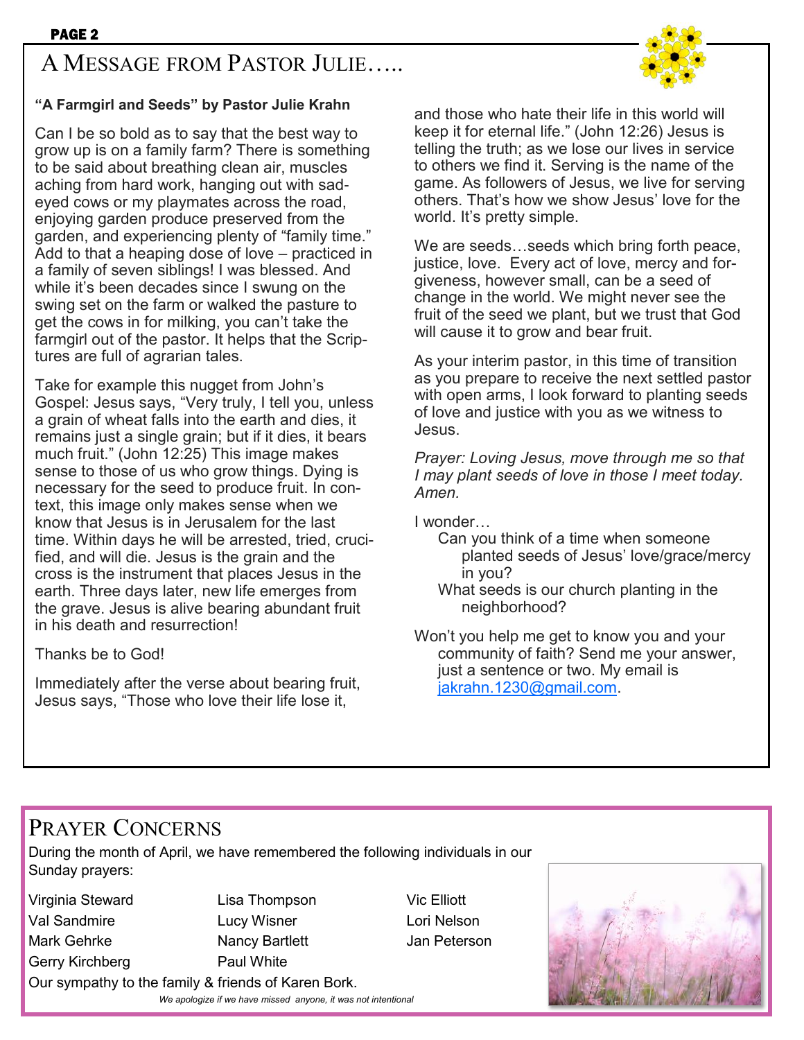# A Message from Pastor Julie…..

**"A Farmgirl and Seeds" by Pastor Julie Krahn**

Can I be so bold as to say that the best way to grow up is on a family farm? There is something to be said about breathing clean air, muscles aching from hard work, hanging out with sad-eyed cows or my playmates across the road, enjoying garden produce preserved from the garden, and experiencing plenty of "family time." Add to that a heaping dose of love – practiced in a family of seven siblings! I was blessed. And while it's been decades since I swung on the swing set on the farm or walked the pasture to get the cows in for milking, you can't take the farmgirl out of the pastor. It helps that the Scriptures are full of agrarian tales.

Take for example this nugget from John's Gospel: Jesus says, "Very truly, I tell you, unless a grain of wheat falls into the earth and dies, it remains just a single grain; but if it dies, it bears much fruit." (John 12:25) This image makes sense to those of us who grow things. Dying is necessary for the seed to produce fruit. In context, this image only makes sense when we know that Jesus is in Jerusalem for the last time. Within days he will be arrested, tried, crucified, and will die. Jesus is the grain and the cross is the instrument that places Jesus in the earth. Three days later, new life emerges from the grave. Jesus is alive bearing abundant fruit in his death and resurrection!

Thanks be to God!

Immediately after the verse about bearing fruit, Jesus says, "Those who love their life lose it, and those who hate their life in this world will keep it for eternal life." (John 12:26) Jesus is telling the truth; as we lose our lives in service to others we find it. Serving is the name of the game. As followers of Jesus, we live for serving others. That's how we show Jesus' love for the world. It's pretty simple.

We are seeds…seeds which bring forth peace, justice, love. Every act of love, mercy and forgiveness, however small, can be a seed of change in the world. We might never see the fruit of the seed we plant, but we trust that God will cause it to grow and bear fruit.

As your interim pastor, in this time of transition as you prepare to receive the next settled pastor with open arms, I look forward to planting seeds of love and justice with you as we witness to Jesus.

*Prayer: Loving Jesus, move through me so that I may plant seeds of love in those I meet today. Amen.*

I wonder…

- Can you think of a time when someone planted seeds of Jesus' love/grace/mercy in you?
- What seeds is our church planting in the neighborhood?

Won't you help me get to know you and your community of faith? Send me your answer, just a sentence or two. My email is jakrahn.1230@gmail.com.

# Prayer Concerns

During the month of April, we have remembered the following individuals in our Sunday prayers:

| | | |
|---|---|---|
| Virginia Steward | Lisa Thompson | Vic Elliott |
| Val Sandmire | Lucy Wisner | Lori Nelson |
| Mark Gehrke | Nancy Bartlett | Jan Peterson |
| Gerry Kirchberg | Paul White | |

Our sympathy to the family & friends of Karen Bork.

*We apologize if we have missed anyone, it was not intentional*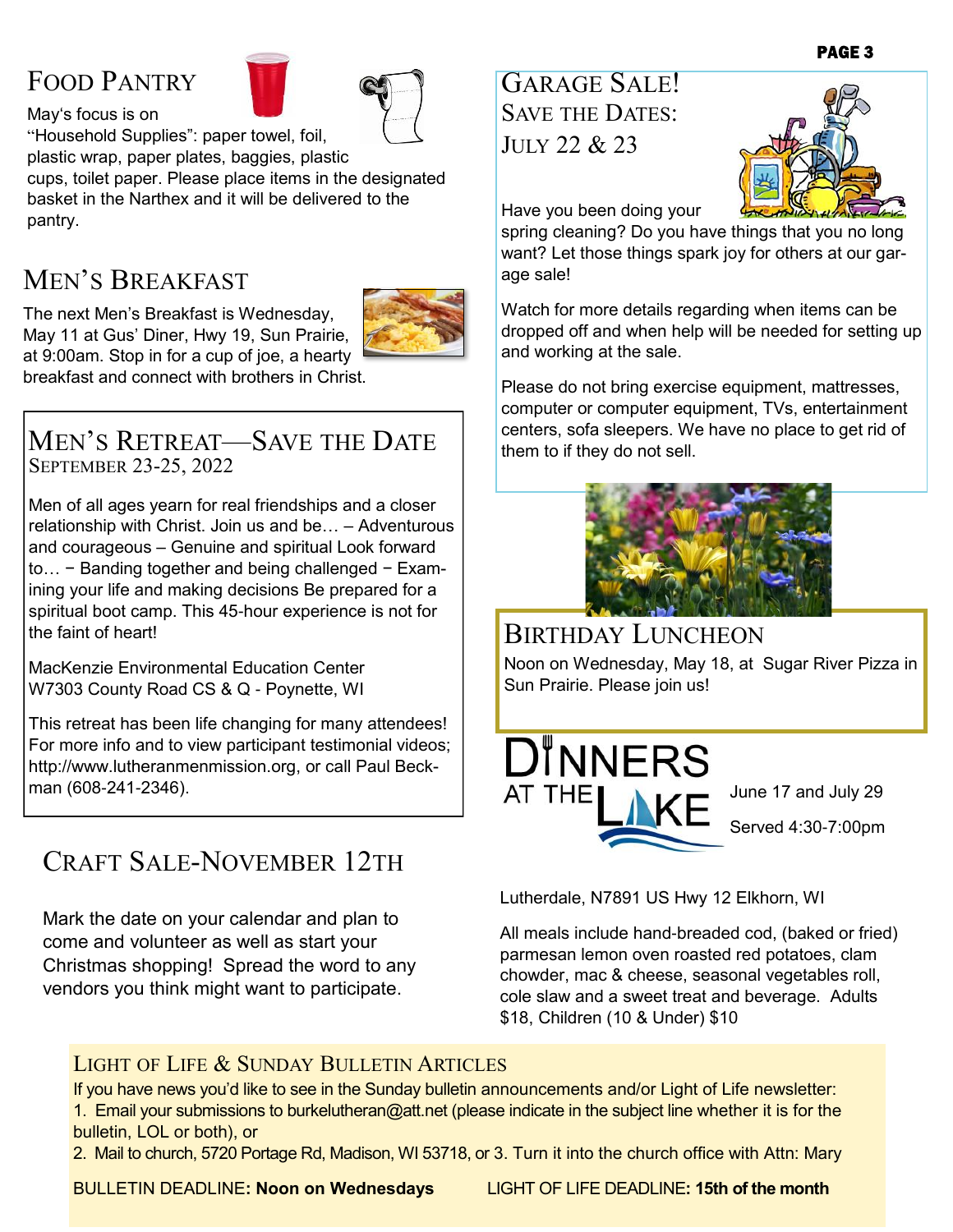## Food Pantry

May's focus is on "Household Supplies": paper towel, foil, plastic wrap, paper plates, baggies, plastic cups, toilet paper. Please place items in the designated basket in the Narthex and it will be delivered to the pantry.

## Men's Breakfast

The next Men's Breakfast is Wednesday, May 11 at Gus' Diner, Hwy 19, Sun Prairie, at 9:00am. Stop in for a cup of joe, a hearty breakfast and connect with brothers in Christ.

## Men's Retreat—Save the Date

September 23-25, 2022

Men of all ages yearn for real friendships and a closer relationship with Christ. Join us and be… – Adventurous and courageous – Genuine and spiritual Look forward to… − Banding together and being challenged − Examining your life and making decisions Be prepared for a spiritual boot camp. This 45-hour experience is not for the faint of heart!

MacKenzie Environmental Education Center
W7303 County Road CS & Q - Poynette, WI

This retreat has been life changing for many attendees! For more info and to view participant testimonial videos; http://www.lutheranmenmission.org, or call Paul Beckman (608-241-2346).

## Craft Sale-November 12th

Mark the date on your calendar and plan to come and volunteer as well as start your Christmas shopping! Spread the word to any vendors you think might want to participate.

## Garage Sale!

Save the Dates:
July 22 & 23

Have you been doing your spring cleaning? Do you have things that you no long want? Let those things spark joy for others at our garage sale!

Watch for more details regarding when items can be dropped off and when help will be needed for setting up and working at the sale.

Please do not bring exercise equipment, mattresses, computer or computer equipment, TVs, entertainment centers, sofa sleepers. We have no place to get rid of them to if they do not sell.

## Birthday Luncheon

Noon on Wednesday, May 18, at Sugar River Pizza in Sun Prairie. Please join us!

## Dinners at the Lake

June 17 and July 29

Served 4:30-7:00pm

Lutherdale, N7891 US Hwy 12 Elkhorn, WI

All meals include hand-breaded cod, (baked or fried) parmesan lemon oven roasted red potatoes, clam chowder, mac & cheese, seasonal vegetables roll, cole slaw and a sweet treat and beverage. Adults $18, Children (10 & Under) $10

## Light of Life & Sunday Bulletin Articles

If you have news you'd like to see in the Sunday bulletin announcements and/or Light of Life newsletter:
1. Email your submissions to burkelutheran@att.net (please indicate in the subject line whether it is for the bulletin, LOL or both), or
2. Mail to church, 5720 Portage Rd, Madison, WI 53718, or 3. Turn it into the church office with Attn: Mary

BULLETIN DEADLINE: **Noon on Wednesdays** LIGHT OF LIFE DEADLINE: **15th of the month**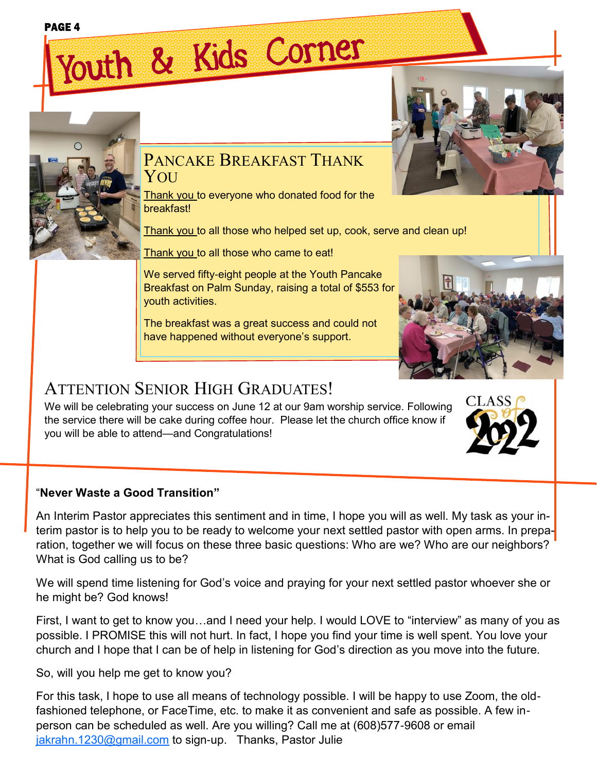# Youth & Kids Corner

## Pancake Breakfast Thank You

Thank you to everyone who donated food for the breakfast!

Thank you to all those who helped set up, cook, serve and clean up!

Thank you to all those who came to eat!

We served fifty-eight people at the Youth Pancake Breakfast on Palm Sunday, raising a total of $553 for youth activities.

The breakfast was a great success and could not have happened without everyone's support.

## Attention Senior High Graduates!

We will be celebrating your success on June 12 at our 9am worship service. Following the service there will be cake during coffee hour. Please let the church office know if you will be able to attend—and Congratulations!

CLASS of 2022

"**Never Waste a Good Transition"**

An Interim Pastor appreciates this sentiment and in time, I hope you will as well. My task as your interim pastor is to help you to be ready to welcome your next settled pastor with open arms. In preparation, together we will focus on these three basic questions: Who are we? Who are our neighbors? What is God calling us to be?

We will spend time listening for God's voice and praying for your next settled pastor whoever she or he might be? God knows!

First, I want to get to know you…and I need your help. I would LOVE to "interview" as many of you as possible. I PROMISE this will not hurt. In fact, I hope you find your time is well spent. You love your church and I hope that I can be of help in listening for God's direction as you move into the future.

So, will you help me get to know you?

For this task, I hope to use all means of technology possible. I will be happy to use Zoom, the old-fashioned telephone, or FaceTime, etc. to make it as convenient and safe as possible. A few in-person can be scheduled as well. Are you willing? Call me at (608)577-9608 or email jakrahn.1230@gmail.com to sign-up. Thanks, Pastor Julie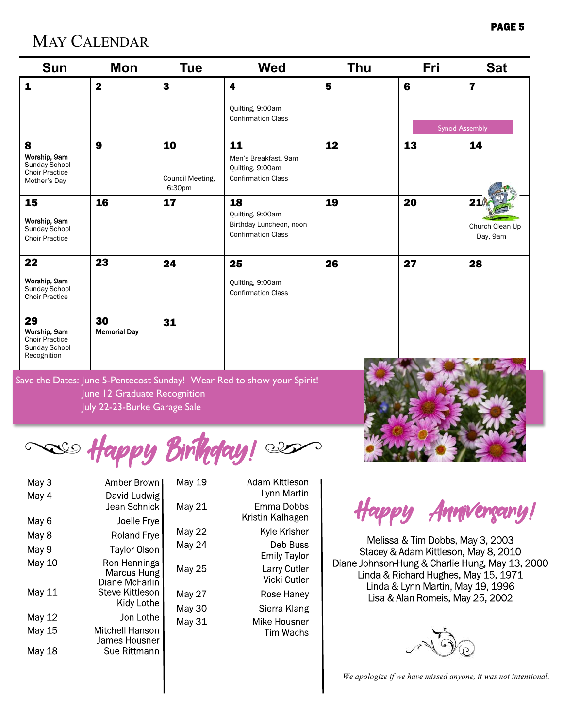# May Calendar

| Sun | Mon | Tue | Wed | Thu | Fri | Sat |
|---|---|---|---|---|---|---|
| **1** | **2** | **3** | **4**<br>Quilting, 9:00am<br>Confirmation Class | **5** | **6**<br>Synod Assembly | **7**<br>Synod Assembly |
| **8**<br>**Worship, 9am**<br>Sunday School<br>Choir Practice<br>Mother's Day | **9** | **10**<br>Council Meeting, 6:30pm | **11**<br>Men's Breakfast, 9am<br>Quilting, 9:00am<br>Confirmation Class | **12** | **13** | **14** |
| **15**<br>**Worship, 9am**<br>Sunday School<br>Choir Practice | **16** | **17** | **18**<br>Quilting, 9:00am<br>Birthday Luncheon, noon<br>Confirmation Class | **19** | **20** | **21**<br>Church Clean Up Day, 9am |
| **22**<br>**Worship, 9am**<br>Sunday School<br>Choir Practice | **23** | **24** | **25**<br>Quilting, 9:00am<br>Confirmation Class | **26** | **27** | **28** |
| **29**<br>**Worship, 9am**<br>Choir Practice<br>Sunday School<br>Recognition | **30**<br>**Memorial Day** | **31** | | | | |

Save the Dates: June 5-Pentecost Sunday! Wear Red to show your Spirit!
June 12 Graduate Recognition
July 22-23-Burke Garage Sale

## Happy Birthday!

| | |
|---|---|
| May 3 | Amber Brown |
| May 4 | David Ludwig<br>Jean Schnick |
| May 6 | Joelle Frye |
| May 8 | Roland Frye |
| May 9 | Taylor Olson |
| May 10 | Ron Hennings<br>Marcus Hung<br>Diane McFarlin |
| May 11 | Steve Kittleson<br>Kidy Lothe |
| May 12 | Jon Lothe |
| May 15 | Mitchell Hanson<br>James Housner |
| May 18 | Sue Rittmann |
| May 19 | Adam Kittleson<br>Lynn Martin |
| May 21 | Emma Dobbs<br>Kristin Kalhagen |
| May 22 | Kyle Krisher |
| May 24 | Deb Buss<br>Emily Taylor |
| May 25 | Larry Cutler<br>Vicki Cutler |
| May 27 | Rose Haney |
| May 30 | Sierra Klang |
| May 31 | Mike Housner<br>Tim Wachs |

## Happy Anniversary!

Melissa & Tim Dobbs, May 3, 2003
Stacey & Adam Kittleson, May 8, 2010
Diane Johnson-Hung & Charlie Hung, May 13, 2000
Linda & Richard Hughes, May 15, 1971
Linda & Lynn Martin, May 19, 1996
Lisa & Alan Romeis, May 25, 2002

*We apologize if we have missed anyone, it was not intentional.*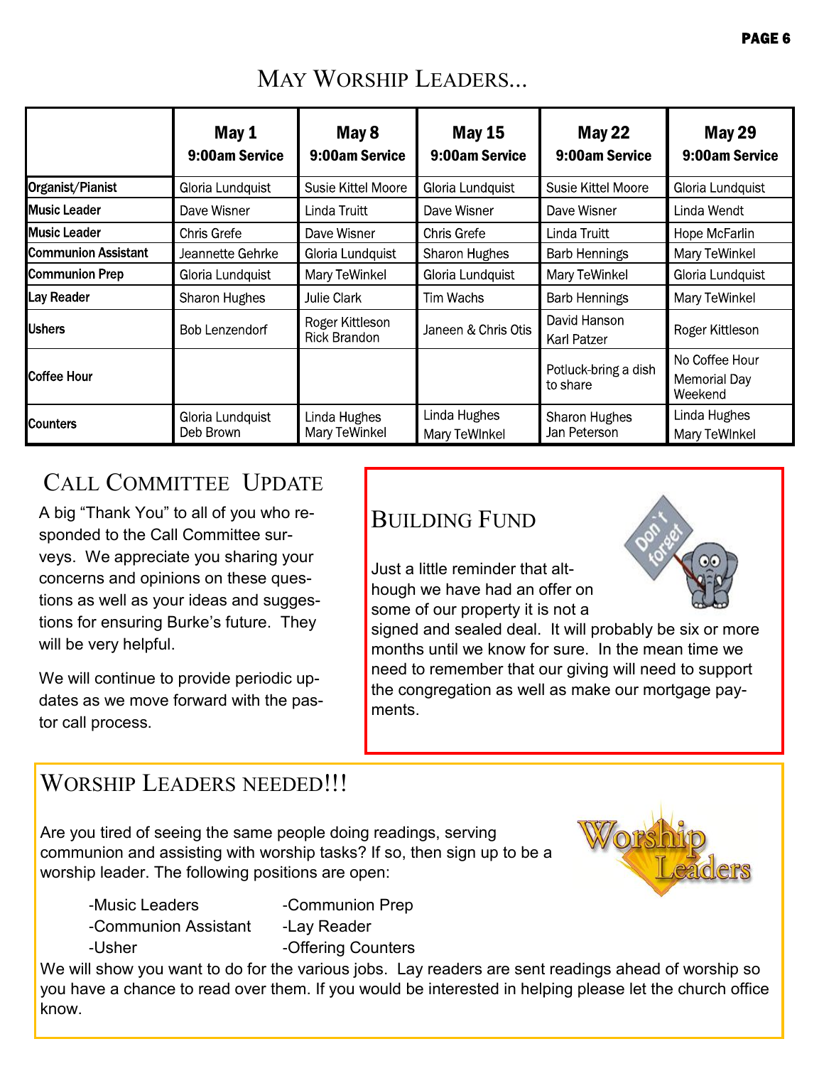# May Worship Leaders...

| | May 1 9:00am Service | May 8 9:00am Service | May 15 9:00am Service | May 22 9:00am Service | May 29 9:00am Service |
|---|---|---|---|---|---|
| Organist/Pianist | Gloria Lundquist | Susie Kittel Moore | Gloria Lundquist | Susie Kittel Moore | Gloria Lundquist |
| Music Leader | Dave Wisner | Linda Truitt | Dave Wisner | Dave Wisner | Linda Wendt |
| Music Leader | Chris Grefe | Dave Wisner | Chris Grefe | Linda Truitt | Hope McFarlin |
| Communion Assistant | Jeannette Gehrke | Gloria Lundquist | Sharon Hughes | Barb Hennings | Mary TeWinkel |
| Communion Prep | Gloria Lundquist | Mary TeWinkel | Gloria Lundquist | Mary TeWinkel | Gloria Lundquist |
| Lay Reader | Sharon Hughes | Julie Clark | Tim Wachs | Barb Hennings | Mary TeWinkel |
| Ushers | Bob Lenzendorf | Roger Kittleson Rick Brandon | Janeen & Chris Otis | David Hanson Karl Patzer | Roger Kittleson |
| Coffee Hour | | | | Potluck-bring a dish to share | No Coffee Hour Memorial Day Weekend |
| Counters | Gloria Lundquist Deb Brown | Linda Hughes Mary TeWinkel | Linda Hughes Mary TeWInkel | Sharon Hughes Jan Peterson | Linda Hughes Mary TeWInkel |

## Call Committee Update

A big "Thank You" to all of you who responded to the Call Committee surveys. We appreciate you sharing your concerns and opinions on these questions as well as your ideas and suggestions for ensuring Burke's future. They will be very helpful.

We will continue to provide periodic updates as we move forward with the pastor call process.

## Building Fund

Just a little reminder that although we have had an offer on some of our property it is not a signed and sealed deal. It will probably be six or more months until we know for sure. In the mean time we need to remember that our giving will need to support the congregation as well as make our mortgage payments.

## Worship Leaders Needed!!!

Are you tired of seeing the same people doing readings, serving communion and assisting with worship tasks? If so, then sign up to be a worship leader. The following positions are open:

- -Music Leaders
- -Communion Assistant
- -Usher
- -Communion Prep
- -Lay Reader
- -Offering Counters

We will show you want to do for the various jobs. Lay readers are sent readings ahead of worship so you have a chance to read over them. If you would be interested in helping please let the church office know.